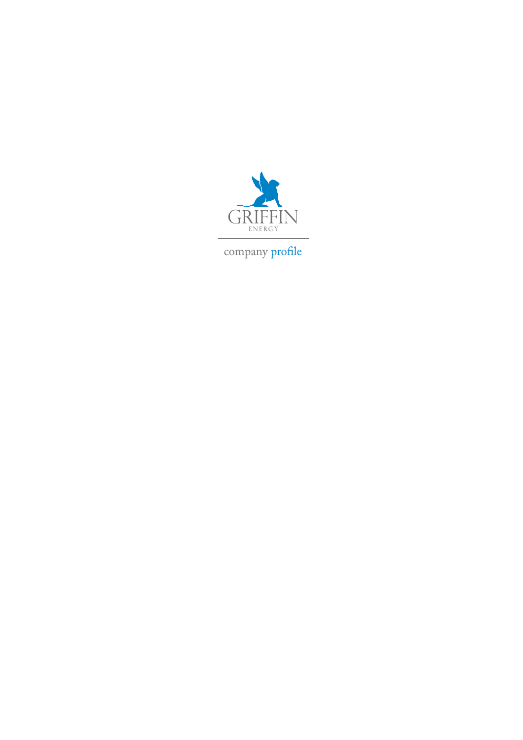GRIFFIN

ENERGY

company profile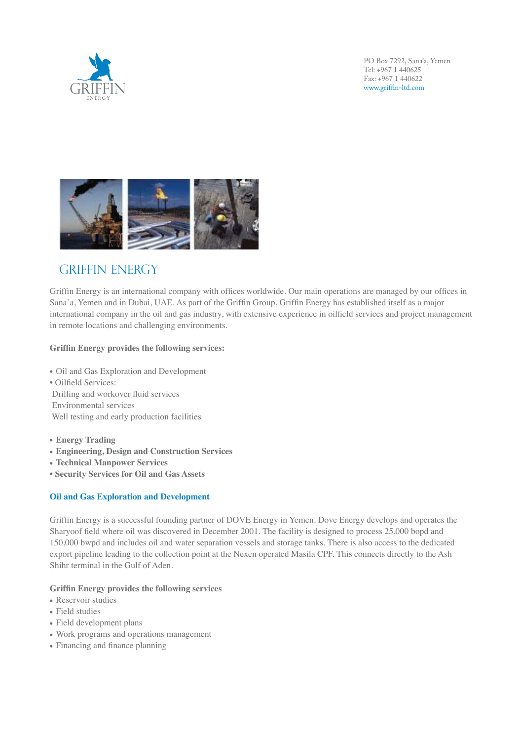GRIFFIN
ENERGY

PO Box 7292, Sana'a, Yemen
Tel: +967 1 440625
Fax: +967 1 440622
www.griffin-ltd.com

# GRIFFIN ENERGY

Griffin Energy is an international company with offices worldwide. Our main operations are managed by our offices in Sana'a, Yemen and in Dubai, UAE. As part of the Griffin Group, Griffin Energy has established itself as a major international company in the oil and gas industry, with extensive experience in oilfield services and project management in remote locations and challenging environments.

**Griffin Energy provides the following services:**

- Oil and Gas Exploration and Development
- Oilfield Services:
  Drilling and workover fluid services
  Environmental services
  Well testing and early production facilities

- **Energy Trading**
- **Engineering, Design and Construction Services**
- **Technical Manpower Services**
- **Security Services for Oil and Gas Assets**

## Oil and Gas Exploration and Development

Griffin Energy is a successful founding partner of DOVE Energy in Yemen. Dove Energy develops and operates the Sharyoof field where oil was discovered in December 2001. The facility is designed to process 25,000 bopd and 150,000 bwpd and includes oil and water separation vessels and storage tanks. There is also access to the dedicated export pipeline leading to the collection point at the Nexen operated Masila CPF. This connects directly to the Ash Shihr terminal in the Gulf of Aden.

**Griffin Energy provides the following services**

- Reservoir studies
- Field studies
- Field development plans
- Work programs and operations management
- Financing and finance planning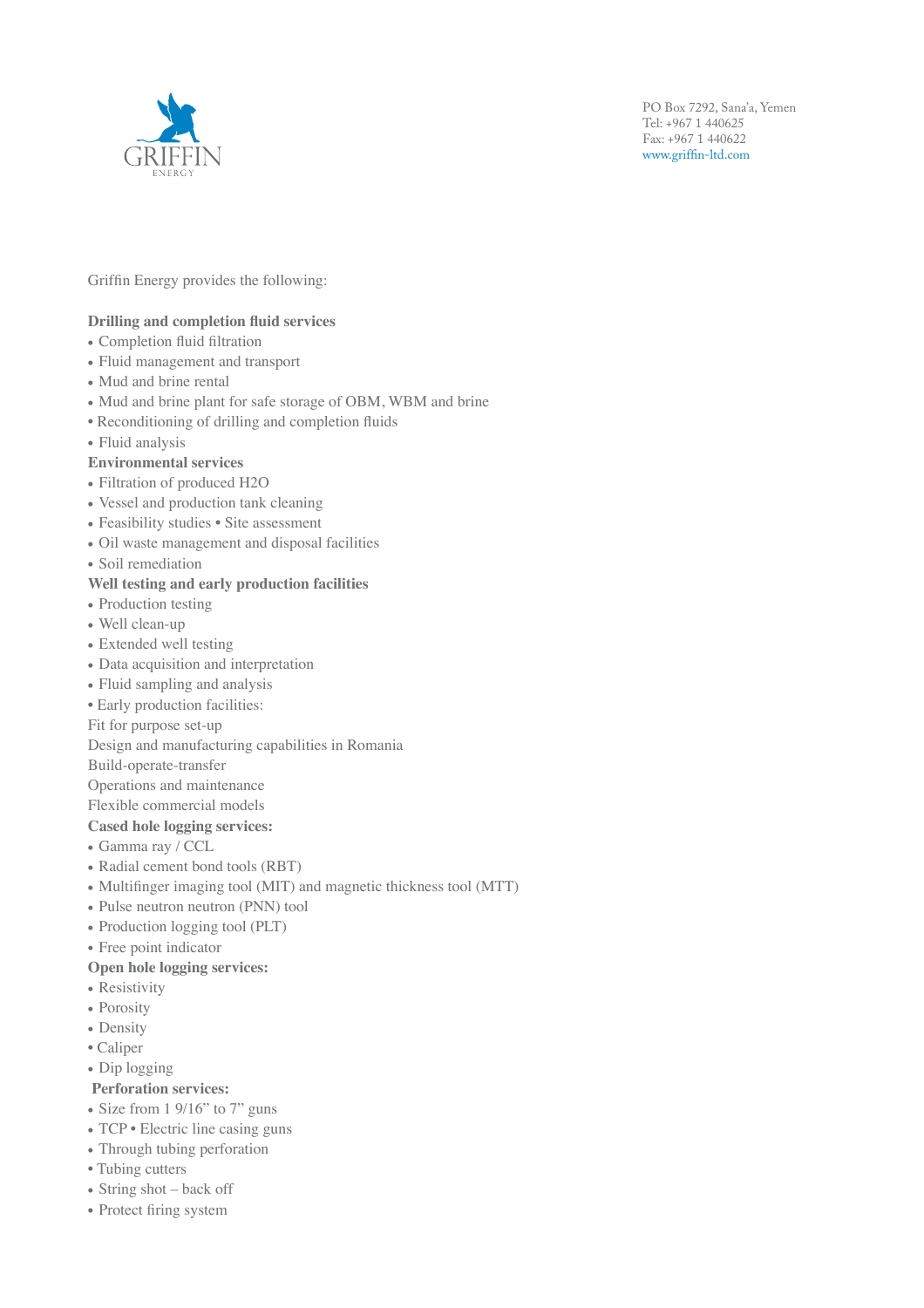GRIFFIN
ENERGY

PO Box 7292, Sana'a, Yemen
Tel: +967 1 440625
Fax: +967 1 440622
www.griffin-ltd.com

Griffin Energy provides the following:

**Drilling and completion fluid services**

- Completion fluid filtration
- Fluid management and transport
- Mud and brine rental
- Mud and brine plant for safe storage of OBM, WBM and brine
- Reconditioning of drilling and completion fluids
- Fluid analysis

**Environmental services**

- Filtration of produced $H_2O$
- Vessel and production tank cleaning
- Feasibility studies • Site assessment
- Oil waste management and disposal facilities
- Soil remediation

**Well testing and early production facilities**

- Production testing
- Well clean-up
- Extended well testing
- Data acquisition and interpretation
- Fluid sampling and analysis
- Early production facilities:

Fit for purpose set-up
Design and manufacturing capabilities in Romania
Build-operate-transfer
Operations and maintenance
Flexible commercial models

**Cased hole logging services:**

- Gamma ray / CCL
- Radial cement bond tools (RBT)
- Multifinger imaging tool (MIT) and magnetic thickness tool (MTT)
- Pulse neutron neutron (PNN) tool
- Production logging tool (PLT)
- Free point indicator

**Open hole logging services:**

- Resistivity
- Porosity
- Density
- Caliper
- Dip logging

**Perforation services:**

- Size from 1 9/16" to 7" guns
- TCP • Electric line casing guns
- Through tubing perforation
- Tubing cutters
- String shot – back off
- Protect firing system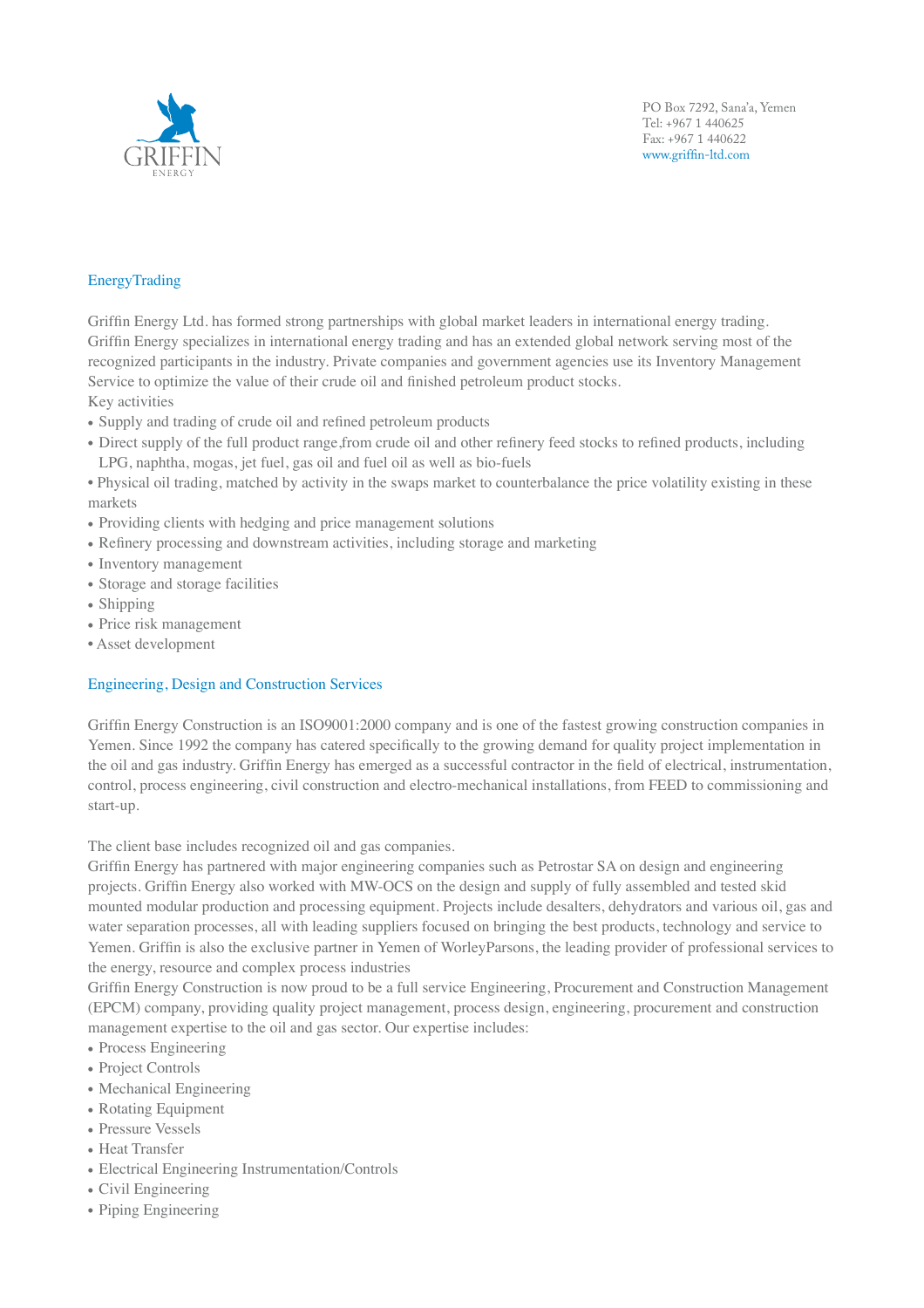PO Box 7292, Sana'a, Yemen
Tel: +967 1 440625
Fax: +967 1 440622
www.griffin-ltd.com

## EnergyTrading

Griffin Energy Ltd. has formed strong partnerships with global market leaders in international energy trading. Griffin Energy specializes in international energy trading and has an extended global network serving most of the recognized participants in the industry. Private companies and government agencies use its Inventory Management Service to optimize the value of their crude oil and finished petroleum product stocks.

Key activities

- Supply and trading of crude oil and refined petroleum products
- Direct supply of the full product range,from crude oil and other refinery feed stocks to refined products, including LPG, naphtha, mogas, jet fuel, gas oil and fuel oil as well as bio-fuels
- Physical oil trading, matched by activity in the swaps market to counterbalance the price volatility existing in these markets
- Providing clients with hedging and price management solutions
- Refinery processing and downstream activities, including storage and marketing
- Inventory management
- Storage and storage facilities
- Shipping
- Price risk management
- Asset development

## Engineering, Design and Construction Services

Griffin Energy Construction is an ISO9001:2000 company and is one of the fastest growing construction companies in Yemen. Since 1992 the company has catered specifically to the growing demand for quality project implementation in the oil and gas industry. Griffin Energy has emerged as a successful contractor in the field of electrical, instrumentation, control, process engineering, civil construction and electro-mechanical installations, from FEED to commissioning and start-up.

The client base includes recognized oil and gas companies.

Griffin Energy has partnered with major engineering companies such as Petrostar SA on design and engineering projects. Griffin Energy also worked with MW-OCS on the design and supply of fully assembled and tested skid mounted modular production and processing equipment. Projects include desalters, dehydrators and various oil, gas and water separation processes, all with leading suppliers focused on bringing the best products, technology and service to Yemen. Griffin is also the exclusive partner in Yemen of WorleyParsons, the leading provider of professional services to the energy, resource and complex process industries

Griffin Energy Construction is now proud to be a full service Engineering, Procurement and Construction Management (EPCM) company, providing quality project management, process design, engineering, procurement and construction management expertise to the oil and gas sector. Our expertise includes:

- Process Engineering
- Project Controls
- Mechanical Engineering
- Rotating Equipment
- Pressure Vessels
- Heat Transfer
- Electrical Engineering Instrumentation/Controls
- Civil Engineering
- Piping Engineering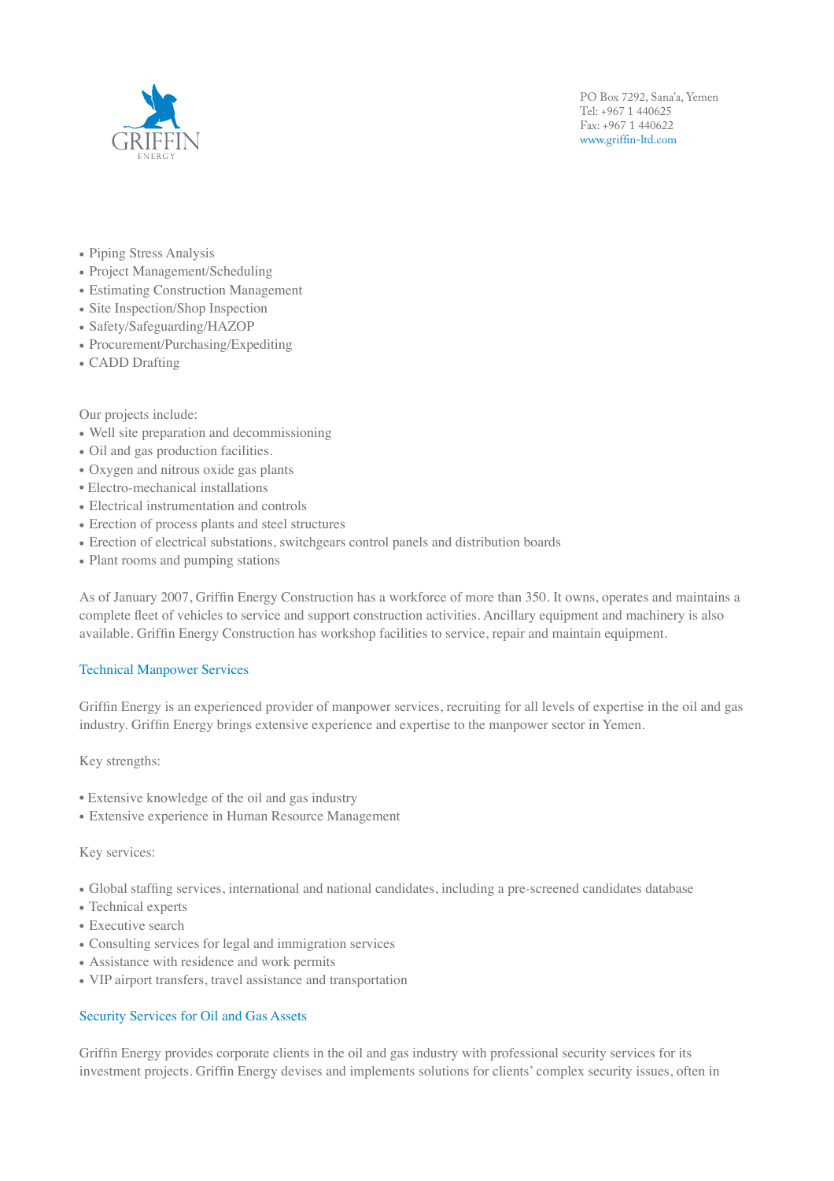- Piping Stress Analysis
- Project Management/Scheduling
- Estimating Construction Management
- Site Inspection/Shop Inspection
- Safety/Safeguarding/HAZOP
- Procurement/Purchasing/Expediting
- CADD Drafting

Our projects include:

- Well site preparation and decommissioning
- Oil and gas production facilities.
- Oxygen and nitrous oxide gas plants
- Electro-mechanical installations
- Electrical instrumentation and controls
- Erection of process plants and steel structures
- Erection of electrical substations, switchgears control panels and distribution boards
- Plant rooms and pumping stations

As of January 2007, Griffin Energy Construction has a workforce of more than 350. It owns, operates and maintains a complete fleet of vehicles to service and support construction activities. Ancillary equipment and machinery is also available. Griffin Energy Construction has workshop facilities to service, repair and maintain equipment.

## Technical Manpower Services

Griffin Energy is an experienced provider of manpower services, recruiting for all levels of expertise in the oil and gas industry. Griffin Energy brings extensive experience and expertise to the manpower sector in Yemen.

Key strengths:

- Extensive knowledge of the oil and gas industry
- Extensive experience in Human Resource Management

Key services:

- Global staffing services, international and national candidates, including a pre-screened candidates database
- Technical experts
- Executive search
- Consulting services for legal and immigration services
- Assistance with residence and work permits
- VIP airport transfers, travel assistance and transportation

## Security Services for Oil and Gas Assets

Griffin Energy provides corporate clients in the oil and gas industry with professional security services for its investment projects. Griffin Energy devises and implements solutions for clients' complex security issues, often in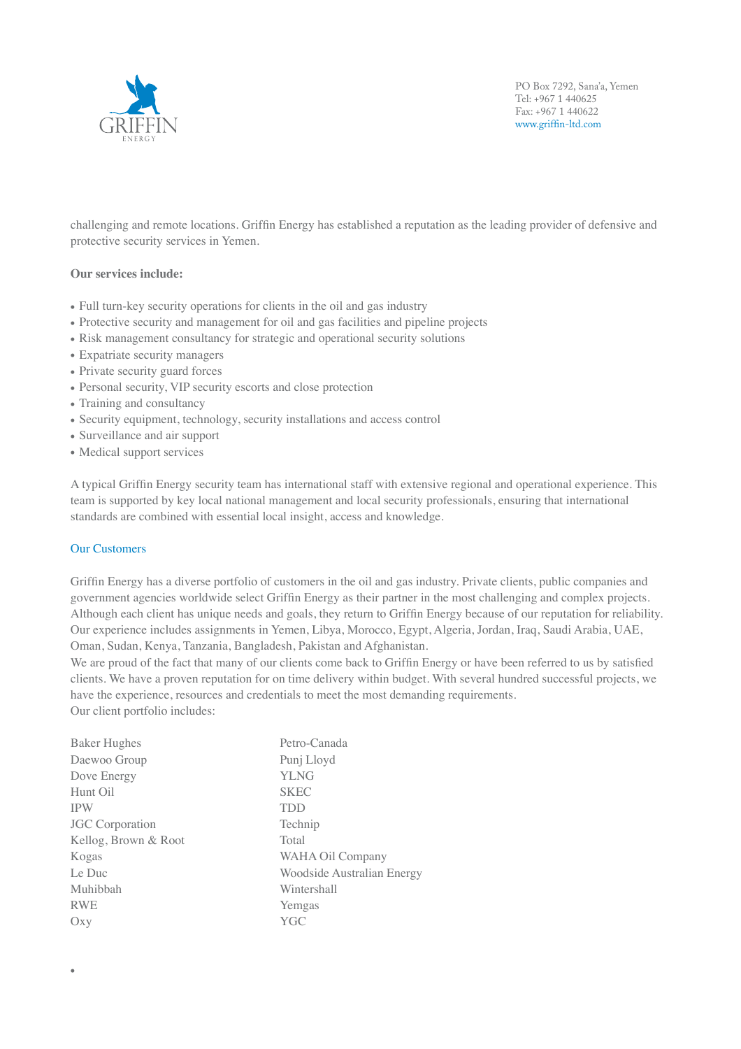challenging and remote locations. Griffin Energy has established a reputation as the leading provider of defensive and protective security services in Yemen.

**Our services include:**

- Full turn-key security operations for clients in the oil and gas industry
- Protective security and management for oil and gas facilities and pipeline projects
- Risk management consultancy for strategic and operational security solutions
- Expatriate security managers
- Private security guard forces
- Personal security, VIP security escorts and close protection
- Training and consultancy
- Security equipment, technology, security installations and access control
- Surveillance and air support
- Medical support services

A typical Griffin Energy security team has international staff with extensive regional and operational experience. This team is supported by key local national management and local security professionals, ensuring that international standards are combined with essential local insight, access and knowledge.

## Our Customers

Griffin Energy has a diverse portfolio of customers in the oil and gas industry. Private clients, public companies and government agencies worldwide select Griffin Energy as their partner in the most challenging and complex projects. Although each client has unique needs and goals, they return to Griffin Energy because of our reputation for reliability. Our experience includes assignments in Yemen, Libya, Morocco, Egypt, Algeria, Jordan, Iraq, Saudi Arabia, UAE, Oman, Sudan, Kenya, Tanzania, Bangladesh, Pakistan and Afghanistan.
We are proud of the fact that many of our clients come back to Griffin Energy or have been referred to us by satisfied clients. We have a proven reputation for on time delivery within budget. With several hundred successful projects, we have the experience, resources and credentials to meet the most demanding requirements.
Our client portfolio includes:

Baker Hughes
Daewoo Group
Dove Energy
Hunt Oil
IPW
JGC Corporation
Kellog, Brown & Root
Kogas
Le Duc
Muhibbah
RWE
Oxy
Petro-Canada
Punj Lloyd
YLNG
SKEC
TDD
Technip
Total
WAHA Oil Company
Woodside Australian Energy
Wintershall
Yemgas
YGC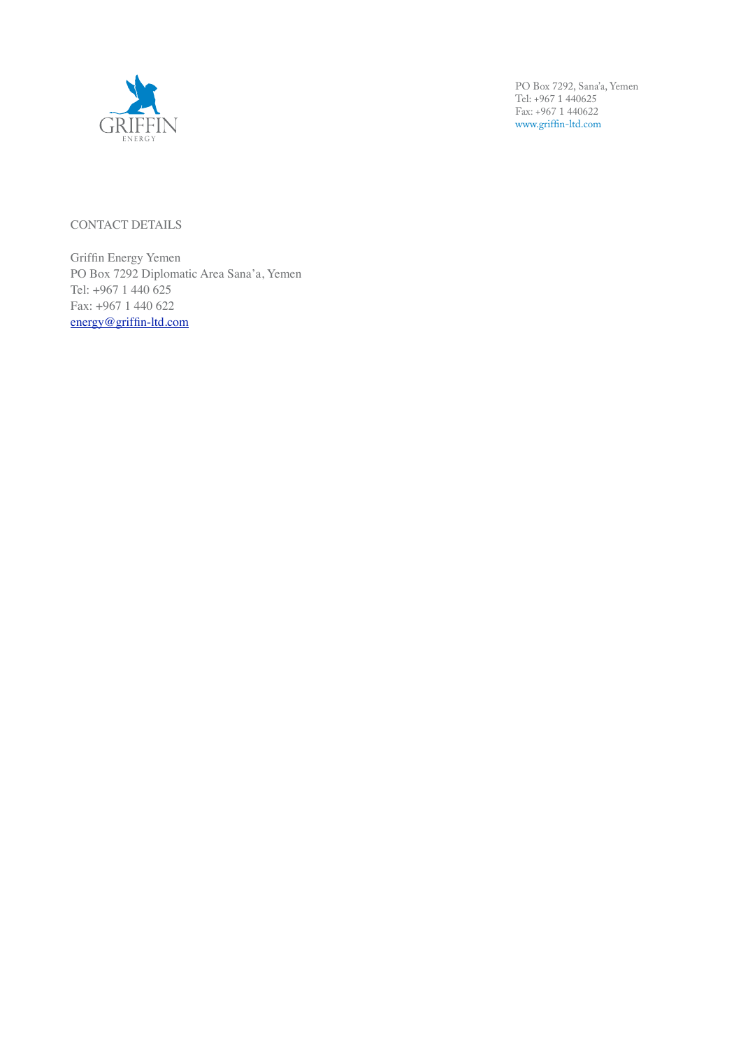GRIFFIN

ENERGY

PO Box 7292, Sana'a, Yemen
Tel: +967 1 440625
Fax: +967 1 440622
www.griffin-ltd.com

CONTACT DETAILS

Griffin Energy Yemen
PO Box 7292 Diplomatic Area Sana'a, Yemen
Tel: +967 1 440 625
Fax: +967 1 440 622
energy@griffin-ltd.com